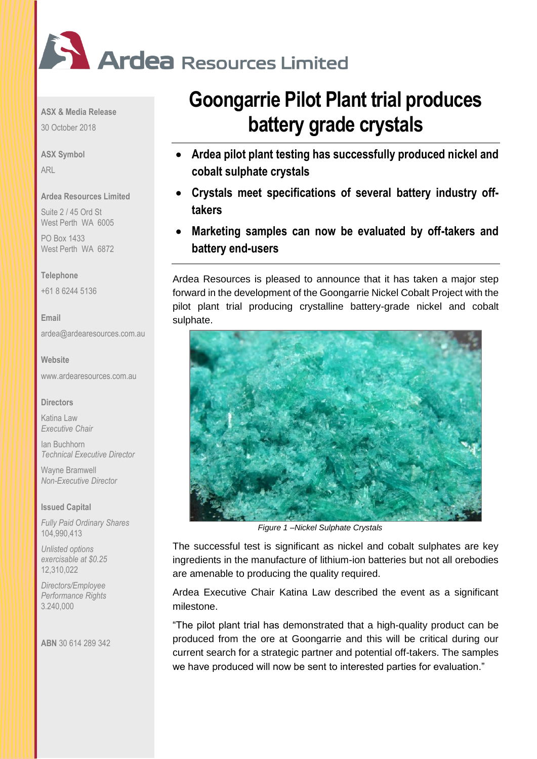# Ardea Resources Limited

**ASX & Media Release**

30 October 2018

**ASX Symbol**

ARL

**Ardea Resources Limited**

Suite 2 / 45 Ord St
West Perth WA 6005

PO Box 1433
West Perth WA 6872

**Telephone**

+61 8 6244 5136

**Email**

ardea@ardearesources.com.au

**Website**

www.ardearesources.com.au

**Directors**

Katina Law
*Executive Chair*

Ian Buchhorn
*Technical Executive Director*

Wayne Bramwell
*Non-Executive Director*

**Issued Capital**

*Fully Paid Ordinary Shares*
104,990,413

*Unlisted options exercisable at $0.25*
12,310,022

*Directors/Employee Performance Rights*
3,240,000

**ABN** 30 614 289 342

# Goongarrie Pilot Plant trial produces battery grade crystals

- **Ardea pilot plant testing has successfully produced nickel and cobalt sulphate crystals**
- **Crystals meet specifications of several battery industry off-takers**
- **Marketing samples can now be evaluated by off-takers and battery end-users**

Ardea Resources is pleased to announce that it has taken a major step forward in the development of the Goongarrie Nickel Cobalt Project with the pilot plant trial producing crystalline battery-grade nickel and cobalt sulphate.

*Figure 1 –Nickel Sulphate Crystals*

The successful test is significant as nickel and cobalt sulphates are key ingredients in the manufacture of lithium-ion batteries but not all orebodies are amenable to producing the quality required.

Ardea Executive Chair Katina Law described the event as a significant milestone.

"The pilot plant trial has demonstrated that a high-quality product can be produced from the ore at Goongarrie and this will be critical during our current search for a strategic partner and potential off-takers. The samples we have produced will now be sent to interested parties for evaluation."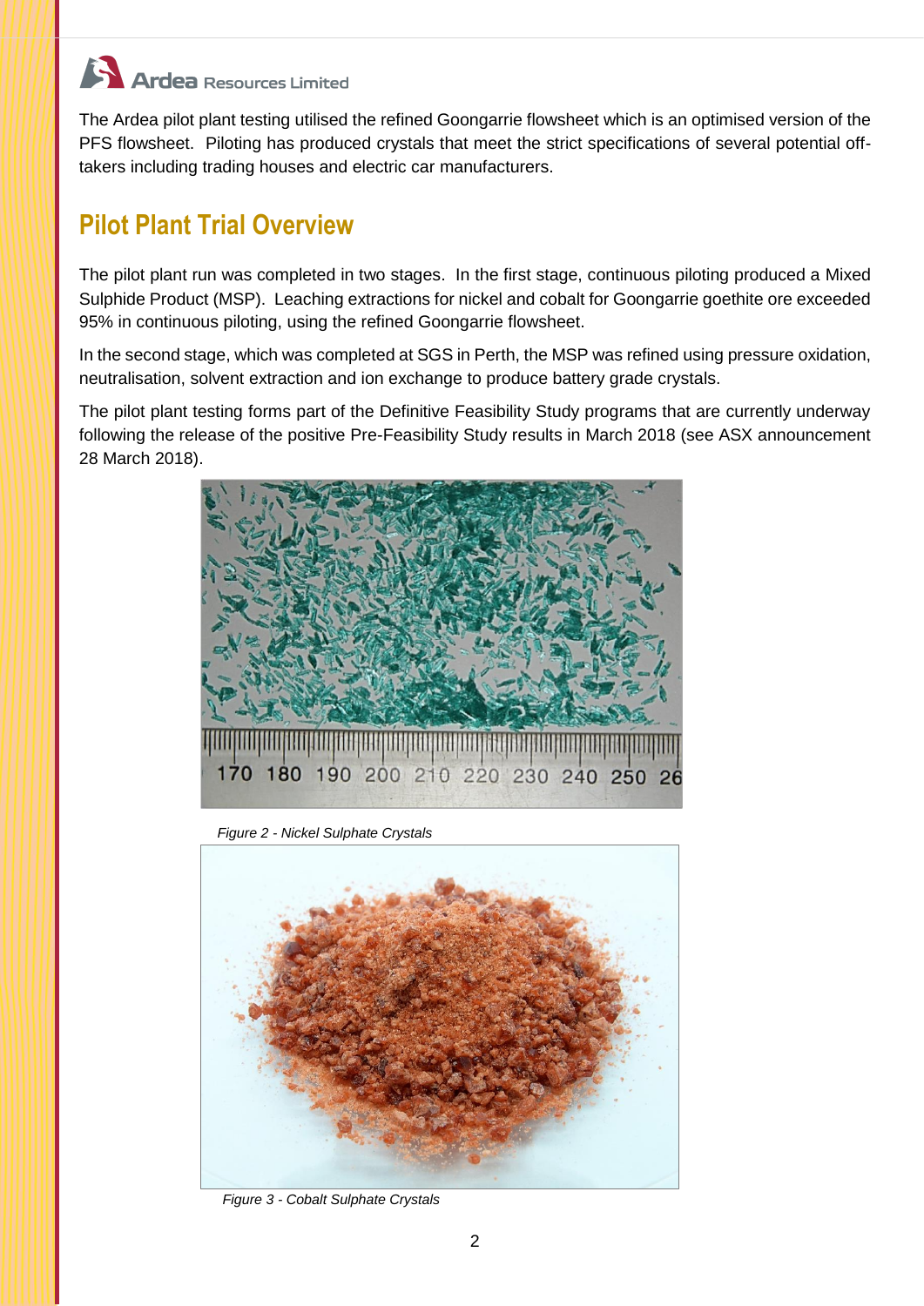The Ardea pilot plant testing utilised the refined Goongarrie flowsheet which is an optimised version of the PFS flowsheet. Piloting has produced crystals that meet the strict specifications of several potential off-takers including trading houses and electric car manufacturers.

## Pilot Plant Trial Overview

The pilot plant run was completed in two stages. In the first stage, continuous piloting produced a Mixed Sulphide Product (MSP). Leaching extractions for nickel and cobalt for Goongarrie goethite ore exceeded 95% in continuous piloting, using the refined Goongarrie flowsheet.

In the second stage, which was completed at SGS in Perth, the MSP was refined using pressure oxidation, neutralisation, solvent extraction and ion exchange to produce battery grade crystals.

The pilot plant testing forms part of the Definitive Feasibility Study programs that are currently underway following the release of the positive Pre-Feasibility Study results in March 2018 (see ASX announcement 28 March 2018).

*Figure 2 - Nickel Sulphate Crystals*

*Figure 3 - Cobalt Sulphate Crystals*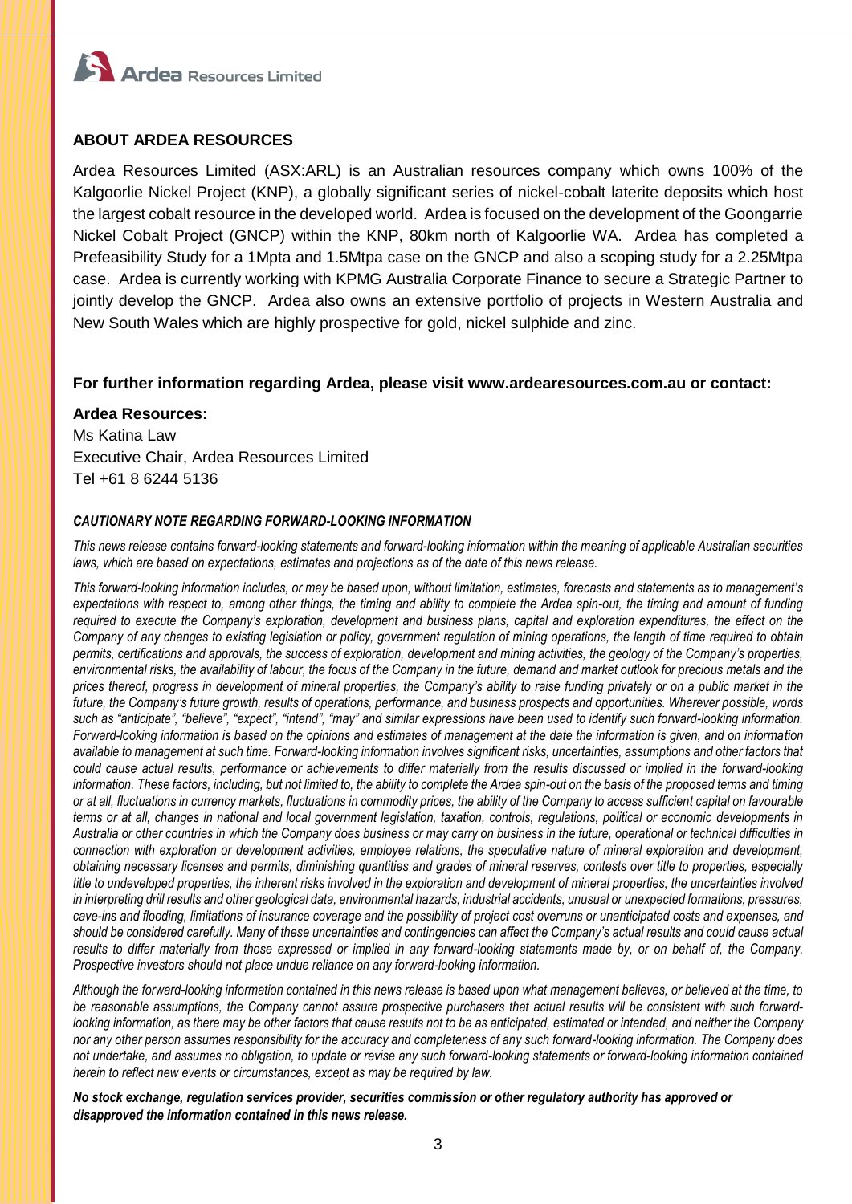## ABOUT ARDEA RESOURCES

Ardea Resources Limited (ASX:ARL) is an Australian resources company which owns 100% of the Kalgoorlie Nickel Project (KNP), a globally significant series of nickel-cobalt laterite deposits which host the largest cobalt resource in the developed world. Ardea is focused on the development of the Goongarrie Nickel Cobalt Project (GNCP) within the KNP, 80km north of Kalgoorlie WA. Ardea has completed a Prefeasibility Study for a 1Mpta and 1.5Mtpa case on the GNCP and also a scoping study for a 2.25Mtpa case. Ardea is currently working with KPMG Australia Corporate Finance to secure a Strategic Partner to jointly develop the GNCP. Ardea also owns an extensive portfolio of projects in Western Australia and New South Wales which are highly prospective for gold, nickel sulphide and zinc.

**For further information regarding Ardea, please visit www.ardearesources.com.au or contact:**

**Ardea Resources:**
Ms Katina Law
Executive Chair, Ardea Resources Limited
Tel +61 8 6244 5136

***CAUTIONARY NOTE REGARDING FORWARD-LOOKING INFORMATION***

*This news release contains forward-looking statements and forward-looking information within the meaning of applicable Australian securities laws, which are based on expectations, estimates and projections as of the date of this news release.*

*This forward-looking information includes, or may be based upon, without limitation, estimates, forecasts and statements as to management's expectations with respect to, among other things, the timing and ability to complete the Ardea spin-out, the timing and amount of funding required to execute the Company's exploration, development and business plans, capital and exploration expenditures, the effect on the Company of any changes to existing legislation or policy, government regulation of mining operations, the length of time required to obtain permits, certifications and approvals, the success of exploration, development and mining activities, the geology of the Company's properties, environmental risks, the availability of labour, the focus of the Company in the future, demand and market outlook for precious metals and the prices thereof, progress in development of mineral properties, the Company's ability to raise funding privately or on a public market in the future, the Company's future growth, results of operations, performance, and business prospects and opportunities. Wherever possible, words such as "anticipate", "believe", "expect", "intend", "may" and similar expressions have been used to identify such forward-looking information. Forward-looking information is based on the opinions and estimates of management at the date the information is given, and on information available to management at such time. Forward-looking information involves significant risks, uncertainties, assumptions and other factors that could cause actual results, performance or achievements to differ materially from the results discussed or implied in the forward-looking information. These factors, including, but not limited to, the ability to complete the Ardea spin-out on the basis of the proposed terms and timing or at all, fluctuations in currency markets, fluctuations in commodity prices, the ability of the Company to access sufficient capital on favourable terms or at all, changes in national and local government legislation, taxation, controls, regulations, political or economic developments in Australia or other countries in which the Company does business or may carry on business in the future, operational or technical difficulties in connection with exploration or development activities, employee relations, the speculative nature of mineral exploration and development, obtaining necessary licenses and permits, diminishing quantities and grades of mineral reserves, contests over title to properties, especially title to undeveloped properties, the inherent risks involved in the exploration and development of mineral properties, the uncertainties involved in interpreting drill results and other geological data, environmental hazards, industrial accidents, unusual or unexpected formations, pressures, cave-ins and flooding, limitations of insurance coverage and the possibility of project cost overruns or unanticipated costs and expenses, and should be considered carefully. Many of these uncertainties and contingencies can affect the Company's actual results and could cause actual results to differ materially from those expressed or implied in any forward-looking statements made by, or on behalf of, the Company. Prospective investors should not place undue reliance on any forward-looking information.*

*Although the forward-looking information contained in this news release is based upon what management believes, or believed at the time, to be reasonable assumptions, the Company cannot assure prospective purchasers that actual results will be consistent with such forward-looking information, as there may be other factors that cause results not to be as anticipated, estimated or intended, and neither the Company nor any other person assumes responsibility for the accuracy and completeness of any such forward-looking information. The Company does not undertake, and assumes no obligation, to update or revise any such forward-looking statements or forward-looking information contained herein to reflect new events or circumstances, except as may be required by law.*

***No stock exchange, regulation services provider, securities commission or other regulatory authority has approved or disapproved the information contained in this news release.***